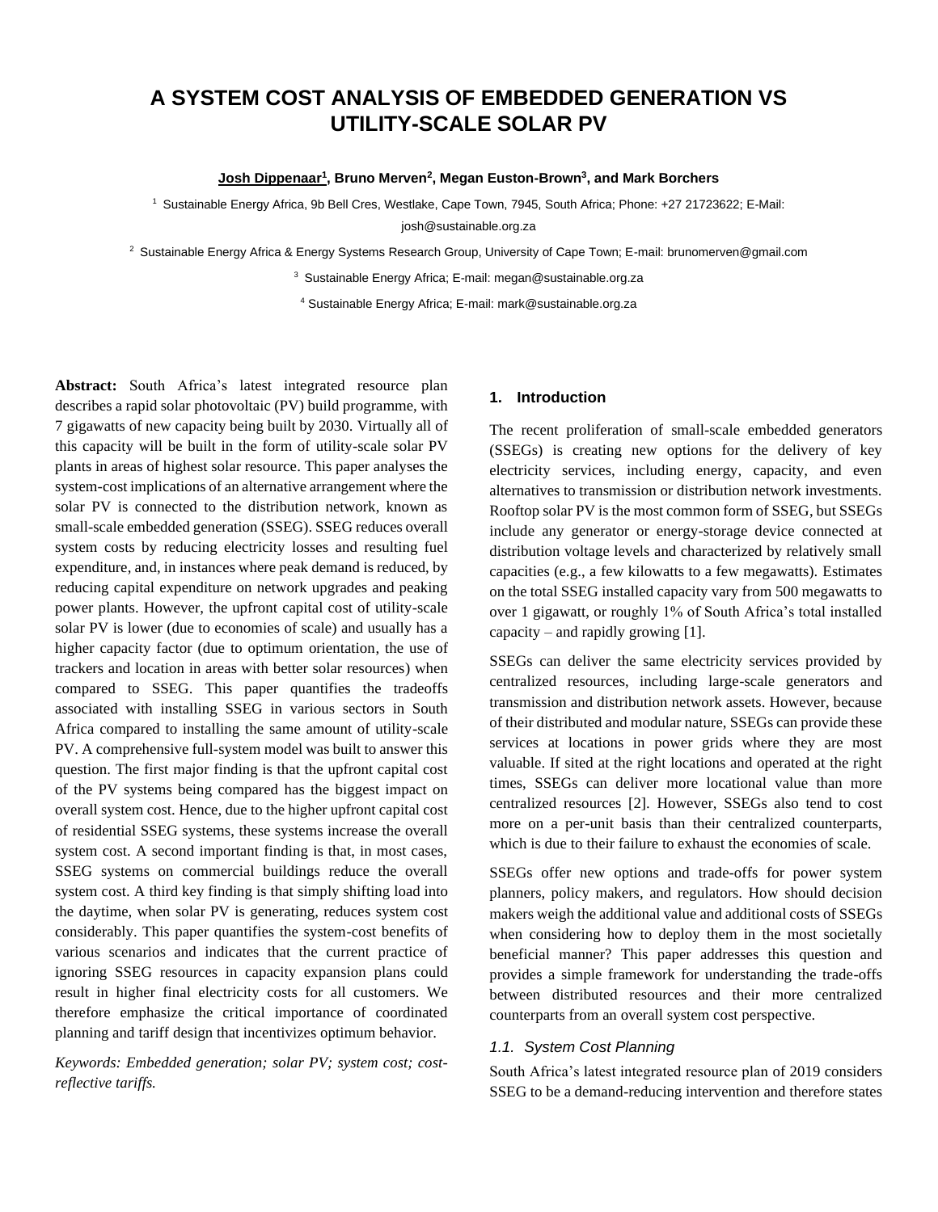# A SYSTEM COST ANALYSIS OF EMBEDDED GENERATION VS UTILITY-SCALE SOLAR PV

**Josh Dippenaar[1], Bruno Merven[2], Megan Euston-Brown[3], and Mark Borchers**

[1] Sustainable Energy Africa, 9b Bell Cres, Westlake, Cape Town, 7945, South Africa; Phone: +27 21723622; E-Mail: josh@sustainable.org.za

[2] Sustainable Energy Africa & Energy Systems Research Group, University of Cape Town; E-mail: brunomerven@gmail.com

[3] Sustainable Energy Africa; E-mail: megan@sustainable.org.za

[4] Sustainable Energy Africa; E-mail: mark@sustainable.org.za

**Abstract:** South Africa's latest integrated resource plan describes a rapid solar photovoltaic (PV) build programme, with 7 gigawatts of new capacity being built by 2030. Virtually all of this capacity will be built in the form of utility-scale solar PV plants in areas of highest solar resource. This paper analyses the system-cost implications of an alternative arrangement where the solar PV is connected to the distribution network, known as small-scale embedded generation (SSEG). SSEG reduces overall system costs by reducing electricity losses and resulting fuel expenditure, and, in instances where peak demand is reduced, by reducing capital expenditure on network upgrades and peaking power plants. However, the upfront capital cost of utility-scale solar PV is lower (due to economies of scale) and usually has a higher capacity factor (due to optimum orientation, the use of trackers and location in areas with better solar resources) when compared to SSEG. This paper quantifies the tradeoffs associated with installing SSEG in various sectors in South Africa compared to installing the same amount of utility-scale PV. A comprehensive full-system model was built to answer this question. The first major finding is that the upfront capital cost of the PV systems being compared has the biggest impact on overall system cost. Hence, due to the higher upfront capital cost of residential SSEG systems, these systems increase the overall system cost. A second important finding is that, in most cases, SSEG systems on commercial buildings reduce the overall system cost. A third key finding is that simply shifting load into the daytime, when solar PV is generating, reduces system cost considerably. This paper quantifies the system-cost benefits of various scenarios and indicates that the current practice of ignoring SSEG resources in capacity expansion plans could result in higher final electricity costs for all customers. We therefore emphasize the critical importance of coordinated planning and tariff design that incentivizes optimum behavior.

*Keywords: Embedded generation; solar PV; system cost; cost-reflective tariffs.*

## 1. Introduction

The recent proliferation of small-scale embedded generators (SSEGs) is creating new options for the delivery of key electricity services, including energy, capacity, and even alternatives to transmission or distribution network investments. Rooftop solar PV is the most common form of SSEG, but SSEGs include any generator or energy-storage device connected at distribution voltage levels and characterized by relatively small capacities (e.g., a few kilowatts to a few megawatts). Estimates on the total SSEG installed capacity vary from 500 megawatts to over 1 gigawatt, or roughly 1% of South Africa's total installed capacity – and rapidly growing [1].

SSEGs can deliver the same electricity services provided by centralized resources, including large-scale generators and transmission and distribution network assets. However, because of their distributed and modular nature, SSEGs can provide these services at locations in power grids where they are most valuable. If sited at the right locations and operated at the right times, SSEGs can deliver more locational value than more centralized resources [2]. However, SSEGs also tend to cost more on a per-unit basis than their centralized counterparts, which is due to their failure to exhaust the economies of scale.

SSEGs offer new options and trade-offs for power system planners, policy makers, and regulators. How should decision makers weigh the additional value and additional costs of SSEGs when considering how to deploy them in the most societally beneficial manner? This paper addresses this question and provides a simple framework for understanding the trade-offs between distributed resources and their more centralized counterparts from an overall system cost perspective.

### 1.1. System Cost Planning

South Africa's latest integrated resource plan of 2019 considers SSEG to be a demand-reducing intervention and therefore states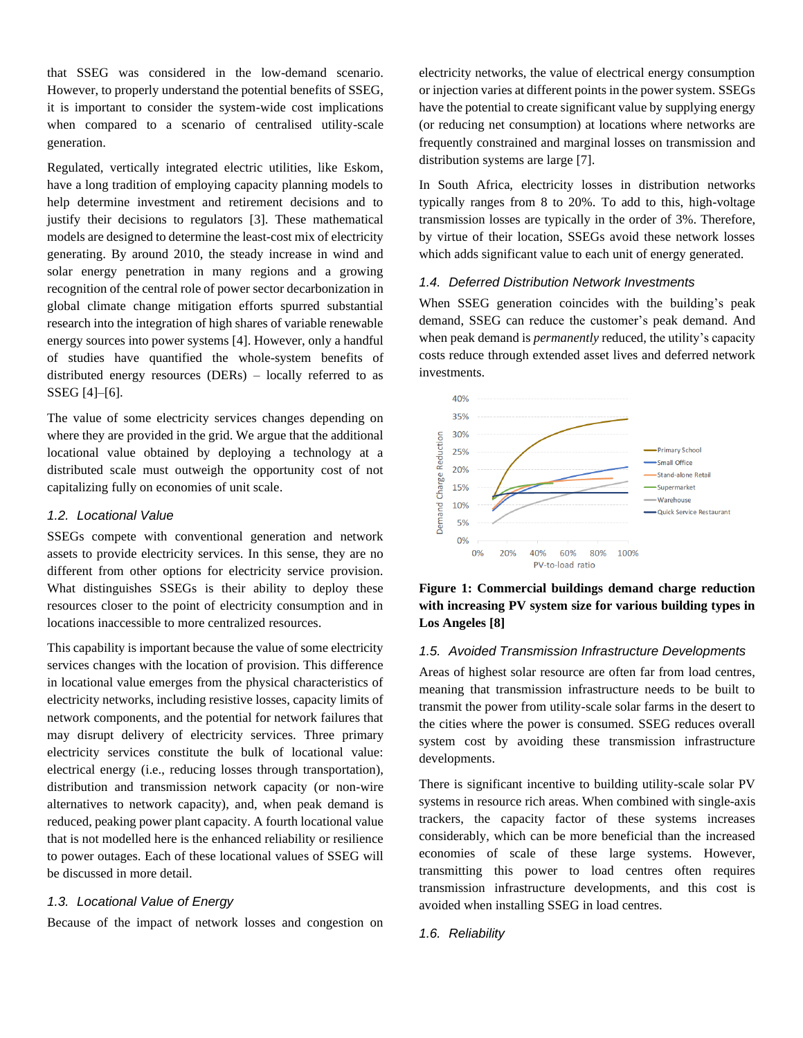that SSEG was considered in the low-demand scenario. However, to properly understand the potential benefits of SSEG, it is important to consider the system-wide cost implications when compared to a scenario of centralised utility-scale generation.

Regulated, vertically integrated electric utilities, like Eskom, have a long tradition of employing capacity planning models to help determine investment and retirement decisions and to justify their decisions to regulators [3]. These mathematical models are designed to determine the least-cost mix of electricity generating. By around 2010, the steady increase in wind and solar energy penetration in many regions and a growing recognition of the central role of power sector decarbonization in global climate change mitigation efforts spurred substantial research into the integration of high shares of variable renewable energy sources into power systems [4]. However, only a handful of studies have quantified the whole-system benefits of distributed energy resources (DERs) – locally referred to as SSEG [4]–[6].

The value of some electricity services changes depending on where they are provided in the grid. We argue that the additional locational value obtained by deploying a technology at a distributed scale must outweigh the opportunity cost of not capitalizing fully on economies of unit scale.

### 1.2. Locational Value

SSEGs compete with conventional generation and network assets to provide electricity services. In this sense, they are no different from other options for electricity service provision. What distinguishes SSEGs is their ability to deploy these resources closer to the point of electricity consumption and in locations inaccessible to more centralized resources.

This capability is important because the value of some electricity services changes with the location of provision. This difference in locational value emerges from the physical characteristics of electricity networks, including resistive losses, capacity limits of network components, and the potential for network failures that may disrupt delivery of electricity services. Three primary electricity services constitute the bulk of locational value: electrical energy (i.e., reducing losses through transportation), distribution and transmission network capacity (or non-wire alternatives to network capacity), and, when peak demand is reduced, peaking power plant capacity. A fourth locational value that is not modelled here is the enhanced reliability or resilience to power outages. Each of these locational values of SSEG will be discussed in more detail.

### 1.3. Locational Value of Energy

Because of the impact of network losses and congestion on electricity networks, the value of electrical energy consumption or injection varies at different points in the power system. SSEGs have the potential to create significant value by supplying energy (or reducing net consumption) at locations where networks are frequently constrained and marginal losses on transmission and distribution systems are large [7].

In South Africa, electricity losses in distribution networks typically ranges from 8 to 20%. To add to this, high-voltage transmission losses are typically in the order of 3%. Therefore, by virtue of their location, SSEGs avoid these network losses which adds significant value to each unit of energy generated.

### 1.4. Deferred Distribution Network Investments

When SSEG generation coincides with the building's peak demand, SSEG can reduce the customer's peak demand. And when peak demand is *permanently* reduced, the utility's capacity costs reduce through extended asset lives and deferred network investments.

**Figure 1: Commercial buildings demand charge reduction with increasing PV system size for various building types in Los Angeles [8]**

### 1.5. Avoided Transmission Infrastructure Developments

Areas of highest solar resource are often far from load centres, meaning that transmission infrastructure needs to be built to transmit the power from utility-scale solar farms in the desert to the cities where the power is consumed. SSEG reduces overall system cost by avoiding these transmission infrastructure developments.

There is significant incentive to building utility-scale solar PV systems in resource rich areas. When combined with single-axis trackers, the capacity factor of these systems increases considerably, which can be more beneficial than the increased economies of scale of these large systems. However, transmitting this power to load centres often requires transmission infrastructure developments, and this cost is avoided when installing SSEG in load centres.

### 1.6. Reliability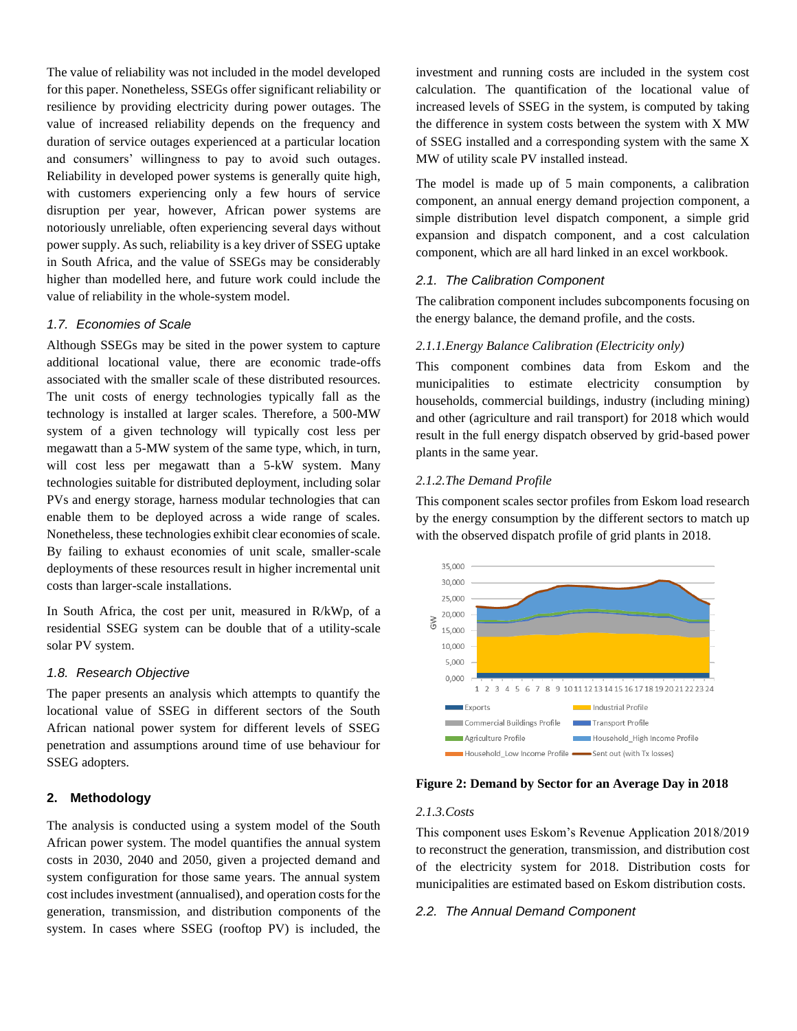The value of reliability was not included in the model developed for this paper. Nonetheless, SSEGs offer significant reliability or resilience by providing electricity during power outages. The value of increased reliability depends on the frequency and duration of service outages experienced at a particular location and consumers' willingness to pay to avoid such outages. Reliability in developed power systems is generally quite high, with customers experiencing only a few hours of service disruption per year, however, African power systems are notoriously unreliable, often experiencing several days without power supply. As such, reliability is a key driver of SSEG uptake in South Africa, and the value of SSEGs may be considerably higher than modelled here, and future work could include the value of reliability in the whole-system model.

### 1.7. Economies of Scale

Although SSEGs may be sited in the power system to capture additional locational value, there are economic trade-offs associated with the smaller scale of these distributed resources. The unit costs of energy technologies typically fall as the technology is installed at larger scales. Therefore, a 500-MW system of a given technology will typically cost less per megawatt than a 5-MW system of the same type, which, in turn, will cost less per megawatt than a 5-kW system. Many technologies suitable for distributed deployment, including solar PVs and energy storage, harness modular technologies that can enable them to be deployed across a wide range of scales. Nonetheless, these technologies exhibit clear economies of scale. By failing to exhaust economies of unit scale, smaller-scale deployments of these resources result in higher incremental unit costs than larger-scale installations.

In South Africa, the cost per unit, measured in R/kWp, of a residential SSEG system can be double that of a utility-scale solar PV system.

### 1.8. Research Objective

The paper presents an analysis which attempts to quantify the locational value of SSEG in different sectors of the South African national power system for different levels of SSEG penetration and assumptions around time of use behaviour for SSEG adopters.

## 2. Methodology

The analysis is conducted using a system model of the South African power system. The model quantifies the annual system costs in 2030, 2040 and 2050, given a projected demand and system configuration for those same years. The annual system cost includes investment (annualised), and operation costs for the generation, transmission, and distribution components of the system. In cases where SSEG (rooftop PV) is included, the investment and running costs are included in the system cost calculation. The quantification of the locational value of increased levels of SSEG in the system, is computed by taking the difference in system costs between the system with X MW of SSEG installed and a corresponding system with the same X MW of utility scale PV installed instead.

The model is made up of 5 main components, a calibration component, an annual energy demand projection component, a simple distribution level dispatch component, a simple grid expansion and dispatch component, and a cost calculation component, which are all hard linked in an excel workbook.

### 2.1. The Calibration Component

The calibration component includes subcomponents focusing on the energy balance, the demand profile, and the costs.

#### *2.1.1. Energy Balance Calibration (Electricity only)*

This component combines data from Eskom and the municipalities to estimate electricity consumption by households, commercial buildings, industry (including mining) and other (agriculture and rail transport) for 2018 which would result in the full energy dispatch observed by grid-based power plants in the same year.

#### *2.1.2. The Demand Profile*

This component scales sector profiles from Eskom load research by the energy consumption by the different sectors to match up with the observed dispatch profile of grid plants in 2018.

**Figure 2: Demand by Sector for an Average Day in 2018**

#### *2.1.3. Costs*

This component uses Eskom's Revenue Application 2018/2019 to reconstruct the generation, transmission, and distribution cost of the electricity system for 2018. Distribution costs for municipalities are estimated based on Eskom distribution costs.

### 2.2. The Annual Demand Component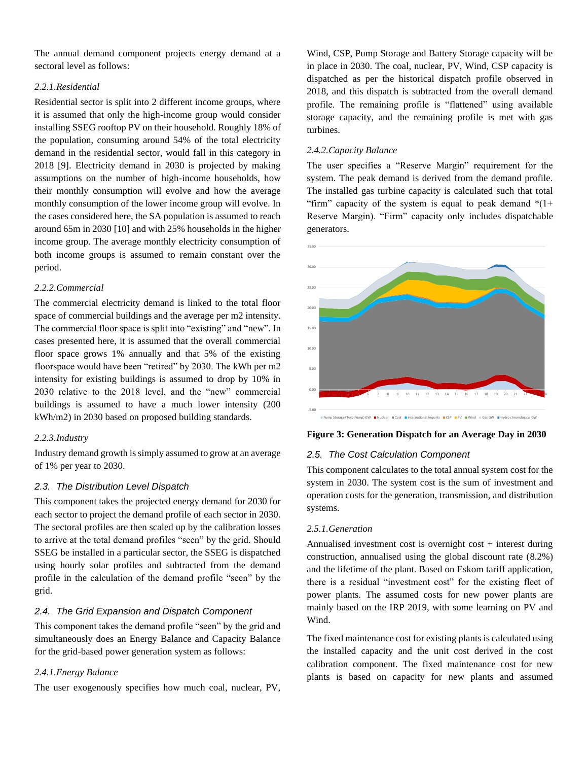The annual demand component projects energy demand at a sectoral level as follows:

*2.2.1.Residential*

Residential sector is split into 2 different income groups, where it is assumed that only the high-income group would consider installing SSEG rooftop PV on their household. Roughly 18% of the population, consuming around 54% of the total electricity demand in the residential sector, would fall in this category in 2018 [9]. Electricity demand in 2030 is projected by making assumptions on the number of high-income households, how their monthly consumption will evolve and how the average monthly consumption of the lower income group will evolve. In the cases considered here, the SA population is assumed to reach around 65m in 2030 [10] and with 25% households in the higher income group. The average monthly electricity consumption of both income groups is assumed to remain constant over the period.

*2.2.2.Commercial*

The commercial electricity demand is linked to the total floor space of commercial buildings and the average per m2 intensity. The commercial floor space is split into "existing" and "new". In cases presented here, it is assumed that the overall commercial floor space grows 1% annually and that 5% of the existing floorspace would have been "retired" by 2030. The kWh per m2 intensity for existing buildings is assumed to drop by 10% in 2030 relative to the 2018 level, and the "new" commercial buildings is assumed to have a much lower intensity (200 kWh/m2) in 2030 based on proposed building standards.

*2.2.3.Industry*

Industry demand growth is simply assumed to grow at an average of 1% per year to 2030.

### *2.3. The Distribution Level Dispatch*

This component takes the projected energy demand for 2030 for each sector to project the demand profile of each sector in 2030. The sectoral profiles are then scaled up by the calibration losses to arrive at the total demand profiles "seen" by the grid. Should SSEG be installed in a particular sector, the SSEG is dispatched using hourly solar profiles and subtracted from the demand profile in the calculation of the demand profile "seen" by the grid.

### *2.4. The Grid Expansion and Dispatch Component*

This component takes the demand profile "seen" by the grid and simultaneously does an Energy Balance and Capacity Balance for the grid-based power generation system as follows:

*2.4.1.Energy Balance*

The user exogenously specifies how much coal, nuclear, PV, Wind, CSP, Pump Storage and Battery Storage capacity will be in place in 2030. The coal, nuclear, PV, Wind, CSP capacity is dispatched as per the historical dispatch profile observed in 2018, and this dispatch is subtracted from the overall demand profile. The remaining profile is "flattened" using available storage capacity, and the remaining profile is met with gas turbines.

*2.4.2.Capacity Balance*

The user specifies a "Reserve Margin" requirement for the system. The peak demand is derived from the demand profile. The installed gas turbine capacity is calculated such that total "firm" capacity of the system is equal to peak demand *(1+ Reserve Margin). "Firm" capacity only includes dispatchable generators.

**Figure 3: Generation Dispatch for an Average Day in 2030**

### *2.5. The Cost Calculation Component*

This component calculates to the total annual system cost for the system in 2030. The system cost is the sum of investment and operation costs for the generation, transmission, and distribution systems.

*2.5.1.Generation*

Annualised investment cost is overnight cost + interest during construction, annualised using the global discount rate (8.2%) and the lifetime of the plant. Based on Eskom tariff application, there is a residual "investment cost" for the existing fleet of power plants. The assumed costs for new power plants are mainly based on the IRP 2019, with some learning on PV and Wind.

The fixed maintenance cost for existing plants is calculated using the installed capacity and the unit cost derived in the cost calibration component. The fixed maintenance cost for new plants is based on capacity for new plants and assumed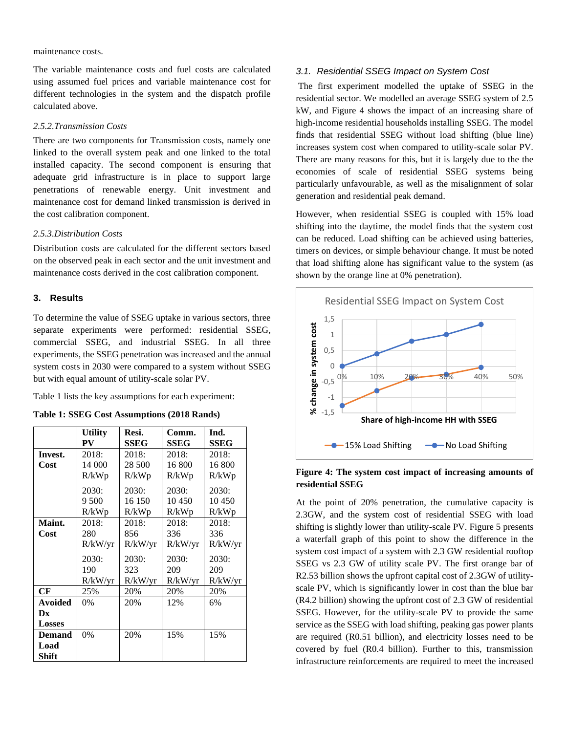maintenance costs.

The variable maintenance costs and fuel costs are calculated using assumed fuel prices and variable maintenance cost for different technologies in the system and the dispatch profile calculated above.

### 2.5.2. Transmission Costs

There are two components for Transmission costs, namely one linked to the overall system peak and one linked to the total installed capacity. The second component is ensuring that adequate grid infrastructure is in place to support large penetrations of renewable energy. Unit investment and maintenance cost for demand linked transmission is derived in the cost calibration component.

### 2.5.3. Distribution Costs

Distribution costs are calculated for the different sectors based on the observed peak in each sector and the unit investment and maintenance costs derived in the cost calibration component.

## 3. Results

To determine the value of SSEG uptake in various sectors, three separate experiments were performed: residential SSEG, commercial SSEG, and industrial SSEG. In all three experiments, the SSEG penetration was increased and the annual system costs in 2030 were compared to a system without SSEG but with equal amount of utility-scale solar PV.

Table 1 lists the key assumptions for each experiment:

**Table 1: SSEG Cost Assumptions (2018 Rands)**

| | Utility PV | Resi. SSEG | Comm. SSEG | Ind. SSEG |
|---|---|---|---|---|
| **Invest. Cost** | 2018: 14 000 R/kWp | 2018: 28 500 R/kWp | 2018: 16 800 R/kWp | 2018: 16 800 R/kWp |
| | 2030: 9 500 R/kWp | 2030: 16 150 R/kWp | 2030: 10 450 R/kWp | 2030: 10 450 R/kWp |
| **Maint. Cost** | 2018: 280 R/kW/yr | 2018: 856 R/kW/yr | 2018: 336 R/kW/yr | 2018: 336 R/kW/yr |
| | 2030: 190 R/kW/yr | 2030: 323 R/kW/yr | 2030: 209 R/kW/yr | 2030: 209 R/kW/yr |
| **CF** | 25% | 20% | 20% | 20% |
| **Avoided Dx Losses** | 0% | 20% | 12% | 6% |
| **Demand Load Shift** | 0% | 20% | 15% | 15% |

### 3.1. Residential SSEG Impact on System Cost

The first experiment modelled the uptake of SSEG in the residential sector. We modelled an average SSEG system of 2.5 kW, and Figure 4 shows the impact of an increasing share of high-income residential households installing SSEG. The model finds that residential SSEG without load shifting (blue line) increases system cost when compared to utility-scale solar PV. There are many reasons for this, but it is largely due to the the economies of scale of residential SSEG systems being particularly unfavourable, as well as the misalignment of solar generation and residential peak demand.

However, when residential SSEG is coupled with 15% load shifting into the daytime, the model finds that the system cost can be reduced. Load shifting can be achieved using batteries, timers on devices, or simple behaviour change. It must be noted that load shifting alone has significant value to the system (as shown by the orange line at 0% penetration).

**Figure 4: The system cost impact of increasing amounts of residential SSEG**

At the point of 20% penetration, the cumulative capacity is 2.3GW, and the system cost of residential SSEG with load shifting is slightly lower than utility-scale PV. Figure 5 presents a waterfall graph of this point to show the difference in the system cost impact of a system with 2.3 GW residential rooftop SSEG vs 2.3 GW of utility scale PV. The first orange bar of R2.53 billion shows the upfront capital cost of 2.3GW of utility-scale PV, which is significantly lower in cost than the blue bar (R4.2 billion) showing the upfront cost of 2.3 GW of residential SSEG. However, for the utility-scale PV to provide the same service as the SSEG with load shifting, peaking gas power plants are required (R0.51 billion), and electricity losses need to be covered by fuel (R0.4 billion). Further to this, transmission infrastructure reinforcements are required to meet the increased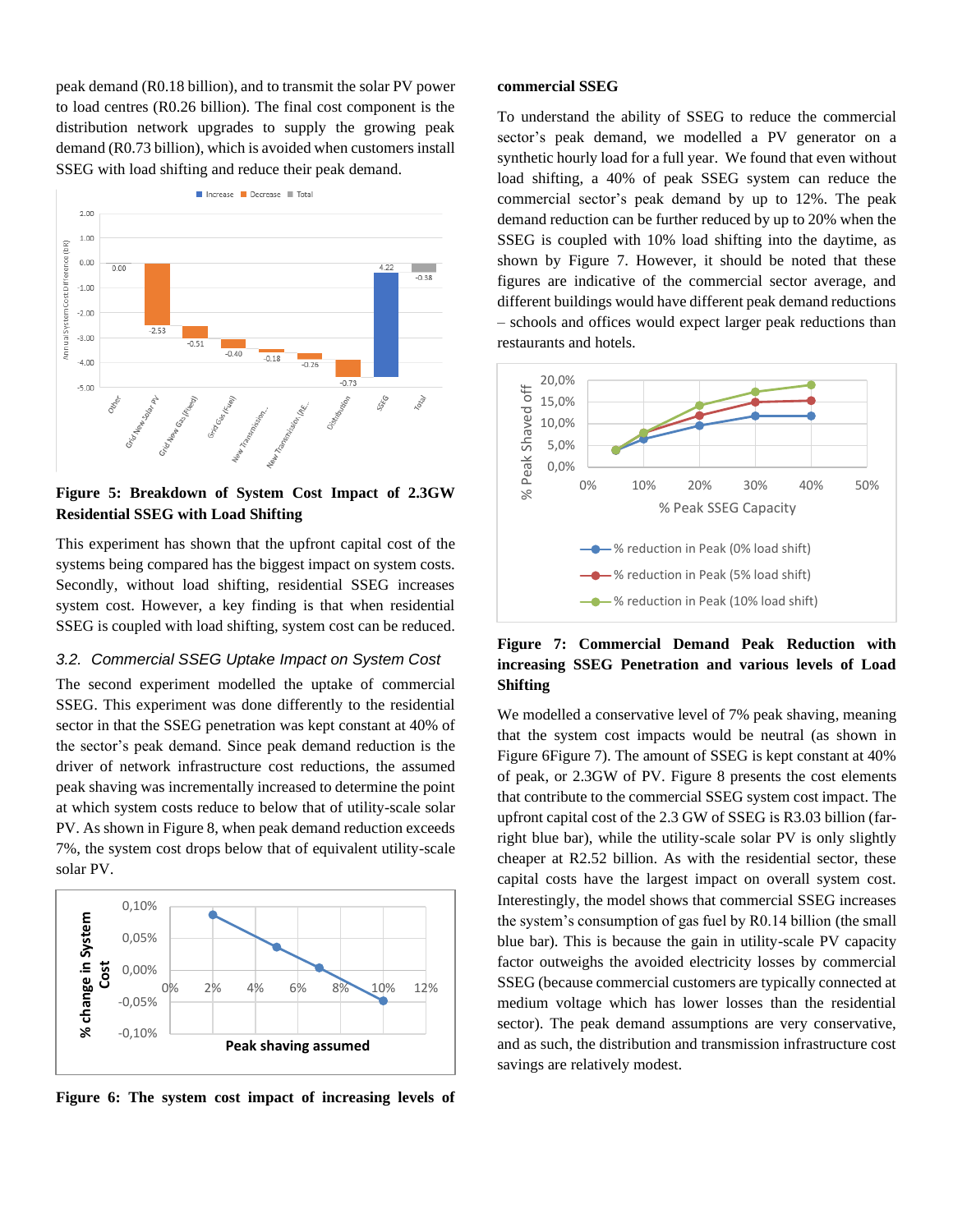peak demand (R0.18 billion), and to transmit the solar PV power to load centres (R0.26 billion). The final cost component is the distribution network upgrades to supply the growing peak demand (R0.73 billion), which is avoided when customers install SSEG with load shifting and reduce their peak demand.

**Figure 5: Breakdown of System Cost Impact of 2.3GW Residential SSEG with Load Shifting**

This experiment has shown that the upfront capital cost of the systems being compared has the biggest impact on system costs. Secondly, without load shifting, residential SSEG increases system cost. However, a key finding is that when residential SSEG is coupled with load shifting, system cost can be reduced.

### *3.2. Commercial SSEG Uptake Impact on System Cost*

The second experiment modelled the uptake of commercial SSEG. This experiment was done differently to the residential sector in that the SSEG penetration was kept constant at 40% of the sector's peak demand. Since peak demand reduction is the driver of network infrastructure cost reductions, the assumed peak shaving was incrementally increased to determine the point at which system costs reduce to below that of utility-scale solar PV. As shown in Figure 8, when peak demand reduction exceeds 7%, the system cost drops below that of equivalent utility-scale solar PV.

**Figure 6: The system cost impact of increasing levels of commercial SSEG**

To understand the ability of SSEG to reduce the commercial sector's peak demand, we modelled a PV generator on a synthetic hourly load for a full year. We found that even without load shifting, a 40% of peak SSEG system can reduce the commercial sector's peak demand by up to 12%. The peak demand reduction can be further reduced by up to 20% when the SSEG is coupled with 10% load shifting into the daytime, as shown by Figure 7. However, it should be noted that these figures are indicative of the commercial sector average, and different buildings would have different peak demand reductions – schools and offices would expect larger peak reductions than restaurants and hotels.

**Figure 7: Commercial Demand Peak Reduction with increasing SSEG Penetration and various levels of Load Shifting**

We modelled a conservative level of 7% peak shaving, meaning that the system cost impacts would be neutral (as shown in Figure 6Figure 7). The amount of SSEG is kept constant at 40% of peak, or 2.3GW of PV. Figure 8 presents the cost elements that contribute to the commercial SSEG system cost impact. The upfront capital cost of the 2.3 GW of SSEG is R3.03 billion (far-right blue bar), while the utility-scale solar PV is only slightly cheaper at R2.52 billion. As with the residential sector, these capital costs have the largest impact on overall system cost. Interestingly, the model shows that commercial SSEG increases the system's consumption of gas fuel by R0.14 billion (the small blue bar). This is because the gain in utility-scale PV capacity factor outweighs the avoided electricity losses by commercial SSEG (because commercial customers are typically connected at medium voltage which has lower losses than the residential sector). The peak demand assumptions are very conservative, and as such, the distribution and transmission infrastructure cost savings are relatively modest.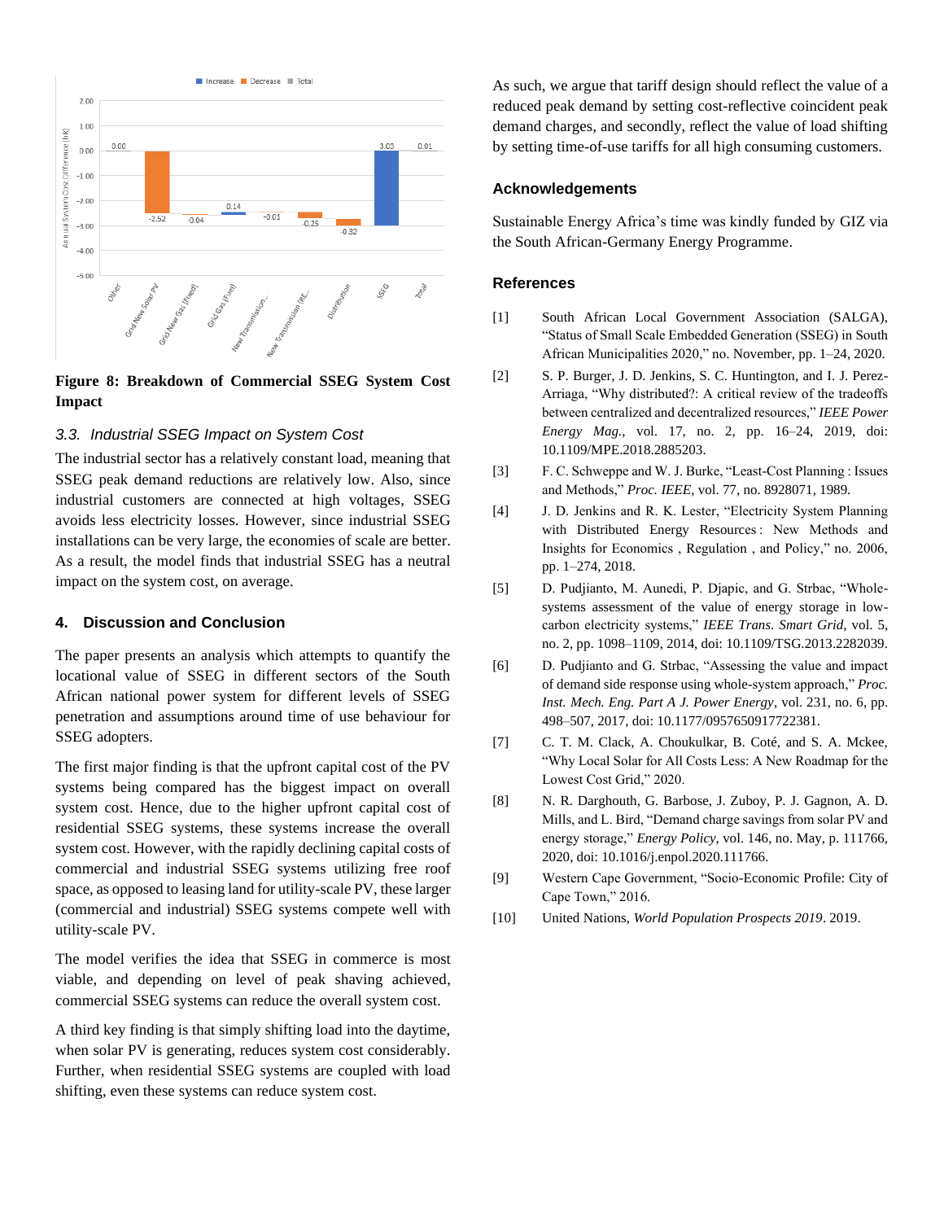Increase Decrease Total

2.00
1.00
0.00
-1.00
-2.00
-3.00
-4.00
-5.00

Annual System Cost Difference (bR)

0.00
-2.52
-0.04
0.14
-0.01
-0.25
-0.32
3.03
0.01

Other
Grid New Solar PV
Grid New Gas (Fixed)
Grid Gas (Fuel)
New Transmission...
New Transmission (RE...
Distribution
SSEG
Total

**Figure 8: Breakdown of Commercial SSEG System Cost Impact**

### *3.3. Industrial SSEG Impact on System Cost*

The industrial sector has a relatively constant load, meaning that SSEG peak demand reductions are relatively low. Also, since industrial customers are connected at high voltages, SSEG avoids less electricity losses. However, since industrial SSEG installations can be very large, the economies of scale are better. As a result, the model finds that industrial SSEG has a neutral impact on the system cost, on average.

## 4. Discussion and Conclusion

The paper presents an analysis which attempts to quantify the locational value of SSEG in different sectors of the South African national power system for different levels of SSEG penetration and assumptions around time of use behaviour for SSEG adopters.

The first major finding is that the upfront capital cost of the PV systems being compared has the biggest impact on overall system cost. Hence, due to the higher upfront capital cost of residential SSEG systems, these systems increase the overall system cost. However, with the rapidly declining capital costs of commercial and industrial SSEG systems utilizing free roof space, as opposed to leasing land for utility-scale PV, these larger (commercial and industrial) SSEG systems compete well with utility-scale PV.

The model verifies the idea that SSEG in commerce is most viable, and depending on level of peak shaving achieved, commercial SSEG systems can reduce the overall system cost.

A third key finding is that simply shifting load into the daytime, when solar PV is generating, reduces system cost considerably. Further, when residential SSEG systems are coupled with load shifting, even these systems can reduce system cost.

As such, we argue that tariff design should reflect the value of a reduced peak demand by setting cost-reflective coincident peak demand charges, and secondly, reflect the value of load shifting by setting time-of-use tariffs for all high consuming customers.

## Acknowledgements

Sustainable Energy Africa's time was kindly funded by GIZ via the South African-Germany Energy Programme.

## References

[1] South African Local Government Association (SALGA), "Status of Small Scale Embedded Generation (SSEG) in South African Municipalities 2020," no. November, pp. 1–24, 2020.

[2] S. P. Burger, J. D. Jenkins, S. C. Huntington, and I. J. Perez-Arriaga, "Why distributed?: A critical review of the tradeoffs between centralized and decentralized resources," *IEEE Power Energy Mag.*, vol. 17, no. 2, pp. 16–24, 2019, doi: 10.1109/MPE.2018.2885203.

[3] F. C. Schweppe and W. J. Burke, "Least-Cost Planning : Issues and Methods," *Proc. IEEE*, vol. 77, no. 8928071, 1989.

[4] J. D. Jenkins and R. K. Lester, "Electricity System Planning with Distributed Energy Resources : New Methods and Insights for Economics , Regulation , and Policy," no. 2006, pp. 1–274, 2018.

[5] D. Pudjianto, M. Aunedi, P. Djapic, and G. Strbac, "Whole-systems assessment of the value of energy storage in low-carbon electricity systems," *IEEE Trans. Smart Grid*, vol. 5, no. 2, pp. 1098–1109, 2014, doi: 10.1109/TSG.2013.2282039.

[6] D. Pudjianto and G. Strbac, "Assessing the value and impact of demand side response using whole-system approach," *Proc. Inst. Mech. Eng. Part A J. Power Energy*, vol. 231, no. 6, pp. 498–507, 2017, doi: 10.1177/0957650917722381.

[7] C. T. M. Clack, A. Choukulkar, B. Coté, and S. A. Mckee, "Why Local Solar for All Costs Less: A New Roadmap for the Lowest Cost Grid," 2020.

[8] N. R. Darghouth, G. Barbose, J. Zuboy, P. J. Gagnon, A. D. Mills, and L. Bird, "Demand charge savings from solar PV and energy storage," *Energy Policy*, vol. 146, no. May, p. 111766, 2020, doi: 10.1016/j.enpol.2020.111766.

[9] Western Cape Government, "Socio-Economic Profile: City of Cape Town," 2016.

[10] United Nations, *World Population Prospects 2019*. 2019.